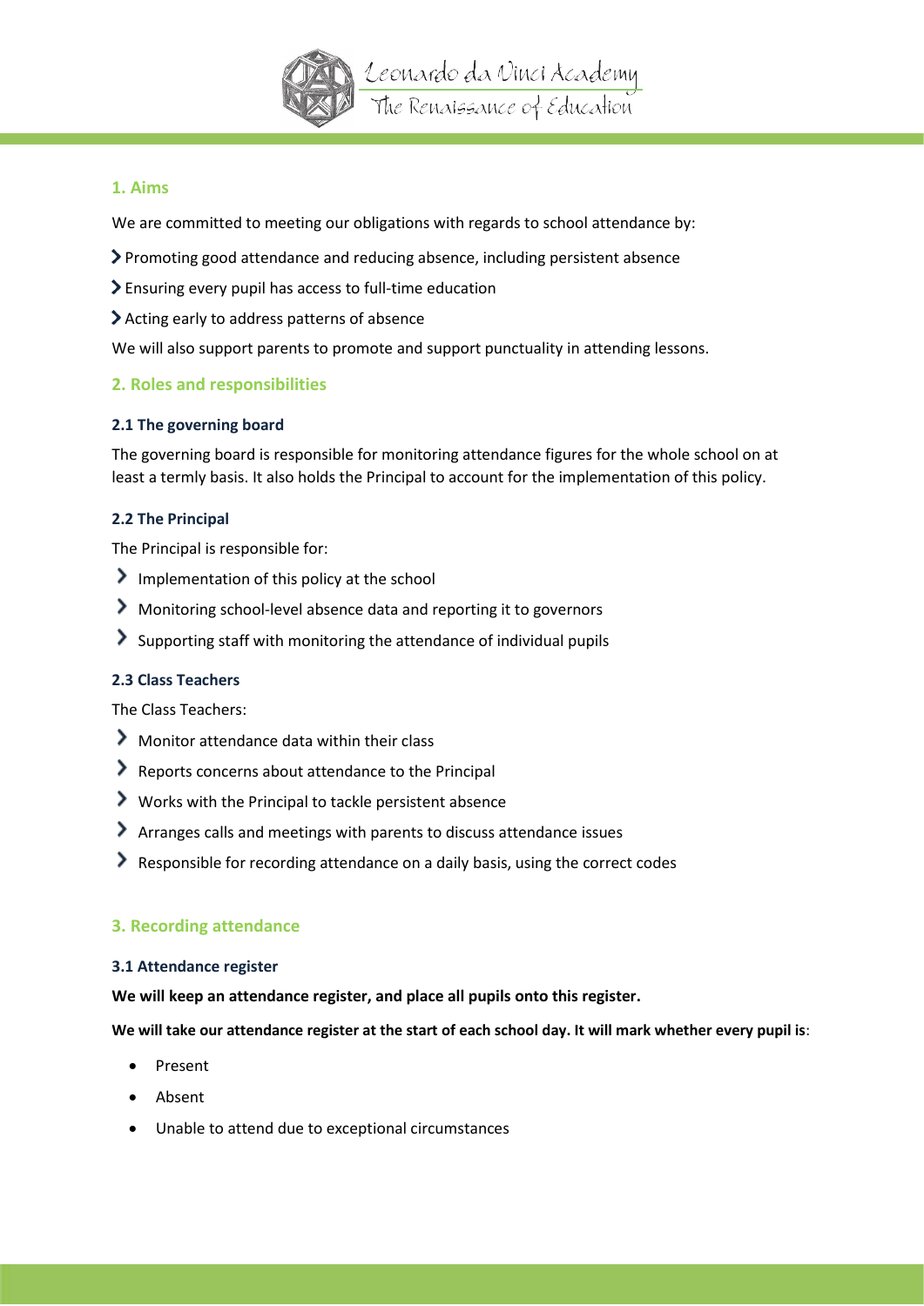## 1. Aims

We are committed to meeting our obligations with regards to school attendance by:

- Promoting good attendance and reducing absence, including persistent absence
- Ensuring every pupil has access to full-time education
- Acting early to address patterns of absence

We will also support parents to promote and support punctuality in attending lessons.

## 2. Roles and responsibilities

### 2.1 The governing board

The governing board is responsible for monitoring attendance figures for the whole school on at least a termly basis. It also holds the Principal to account for the implementation of this policy.

### 2.2 The Principal

The Principal is responsible for:

- Implementation of this policy at the school
- Monitoring school-level absence data and reporting it to governors
- Supporting staff with monitoring the attendance of individual pupils

### 2.3 Class Teachers

The Class Teachers:

- Monitor attendance data within their class
- Reports concerns about attendance to the Principal
- Works with the Principal to tackle persistent absence
- Arranges calls and meetings with parents to discuss attendance issues
- Responsible for recording attendance on a daily basis, using the correct codes

## 3. Recording attendance

### 3.1 Attendance register

**We will keep an attendance register, and place all pupils onto this register.**

**We will take our attendance register at the start of each school day. It will mark whether every pupil is**:

- Present
- Absent
- Unable to attend due to exceptional circumstances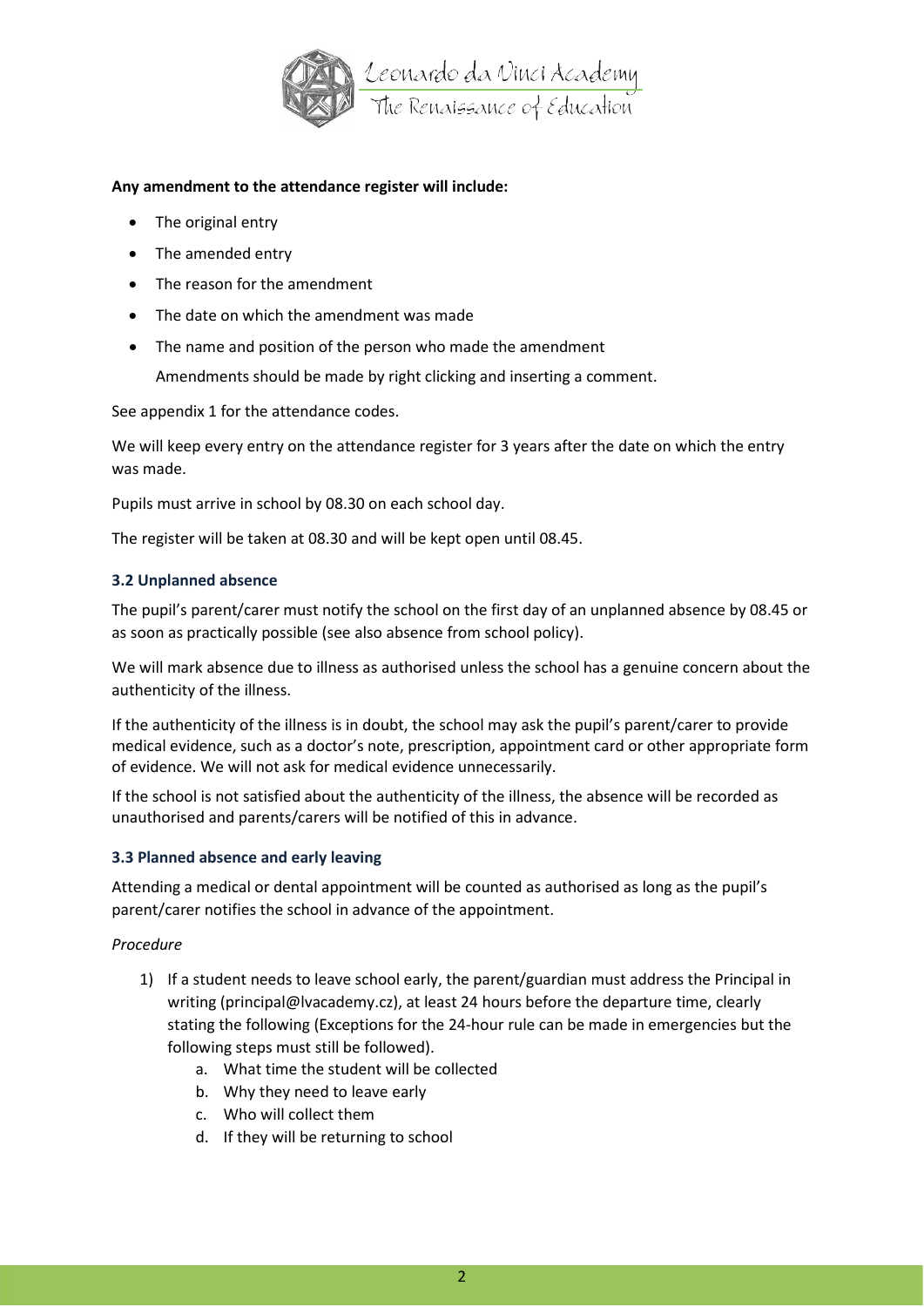**Any amendment to the attendance register will include:**

- The original entry
- The amended entry
- The reason for the amendment
- The date on which the amendment was made
- The name and position of the person who made the amendment

  Amendments should be made by right clicking and inserting a comment.

See appendix 1 for the attendance codes.

We will keep every entry on the attendance register for 3 years after the date on which the entry was made.

Pupils must arrive in school by 08.30 on each school day.

The register will be taken at 08.30 and will be kept open until 08.45.

### 3.2 Unplanned absence

The pupil's parent/carer must notify the school on the first day of an unplanned absence by 08.45 or as soon as practically possible (see also absence from school policy).

We will mark absence due to illness as authorised unless the school has a genuine concern about the authenticity of the illness.

If the authenticity of the illness is in doubt, the school may ask the pupil's parent/carer to provide medical evidence, such as a doctor's note, prescription, appointment card or other appropriate form of evidence. We will not ask for medical evidence unnecessarily.

If the school is not satisfied about the authenticity of the illness, the absence will be recorded as unauthorised and parents/carers will be notified of this in advance.

### 3.3 Planned absence and early leaving

Attending a medical or dental appointment will be counted as authorised as long as the pupil's parent/carer notifies the school in advance of the appointment.

*Procedure*

1) If a student needs to leave school early, the parent/guardian must address the Principal in writing (principal@lvacademy.cz), at least 24 hours before the departure time, clearly stating the following (Exceptions for the 24-hour rule can be made in emergencies but the following steps must still be followed).
   a. What time the student will be collected
   b. Why they need to leave early
   c. Who will collect them
   d. If they will be returning to school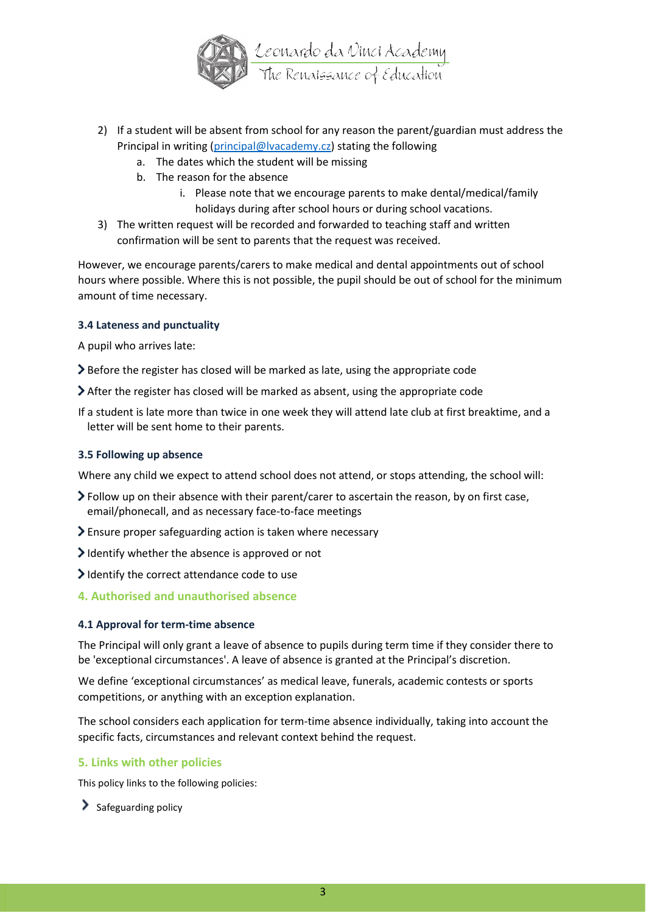2) If a student will be absent from school for any reason the parent/guardian must address the Principal in writing (principal@lvacademy.cz) stating the following
    a. The dates which the student will be missing
    b. The reason for the absence
        i. Please note that we encourage parents to make dental/medical/family holidays during after school hours or during school vacations.
3) The written request will be recorded and forwarded to teaching staff and written confirmation will be sent to parents that the request was received.

However, we encourage parents/carers to make medical and dental appointments out of school hours where possible. Where this is not possible, the pupil should be out of school for the minimum amount of time necessary.

### 3.4 Lateness and punctuality

A pupil who arrives late:

- Before the register has closed will be marked as late, using the appropriate code
- After the register has closed will be marked as absent, using the appropriate code

If a student is late more than twice in one week they will attend late club at first breaktime, and a letter will be sent home to their parents.

### 3.5 Following up absence

Where any child we expect to attend school does not attend, or stops attending, the school will:

- Follow up on their absence with their parent/carer to ascertain the reason, by on first case, email/phonecall, and as necessary face-to-face meetings
- Ensure proper safeguarding action is taken where necessary
- Identify whether the absence is approved or not
- Identify the correct attendance code to use

## 4. Authorised and unauthorised absence

### 4.1 Approval for term-time absence

The Principal will only grant a leave of absence to pupils during term time if they consider there to be 'exceptional circumstances'. A leave of absence is granted at the Principal's discretion.

We define 'exceptional circumstances' as medical leave, funerals, academic contests or sports competitions, or anything with an exception explanation.

The school considers each application for term-time absence individually, taking into account the specific facts, circumstances and relevant context behind the request.

## 5. Links with other policies

This policy links to the following policies:

- Safeguarding policy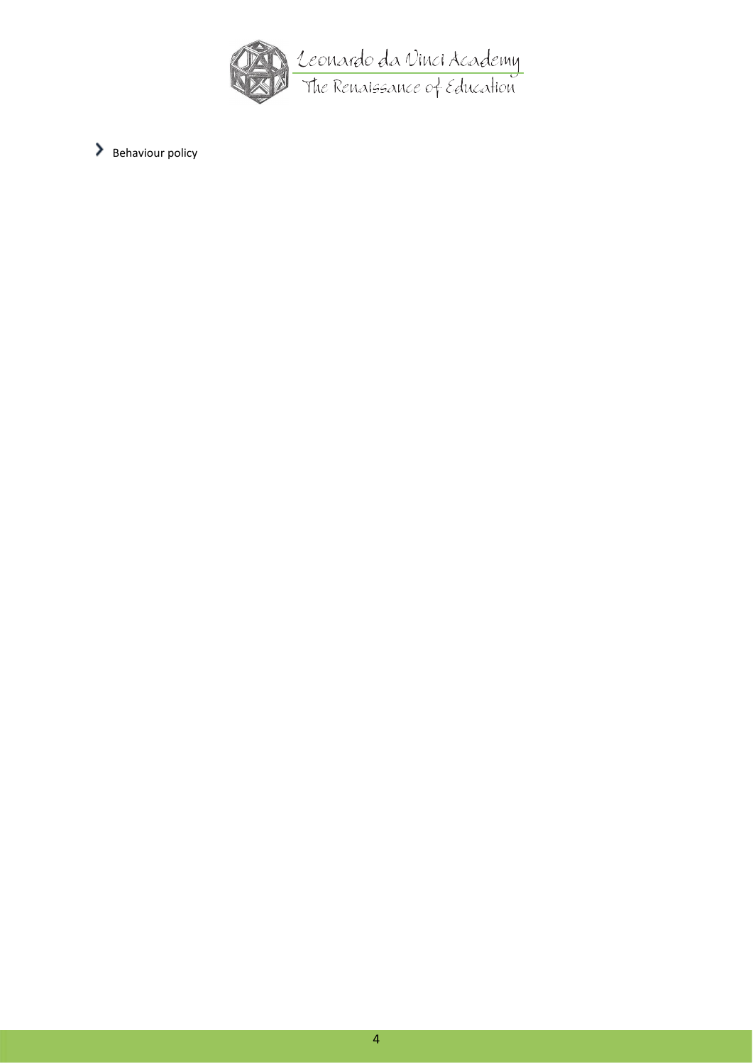- Behaviour policy